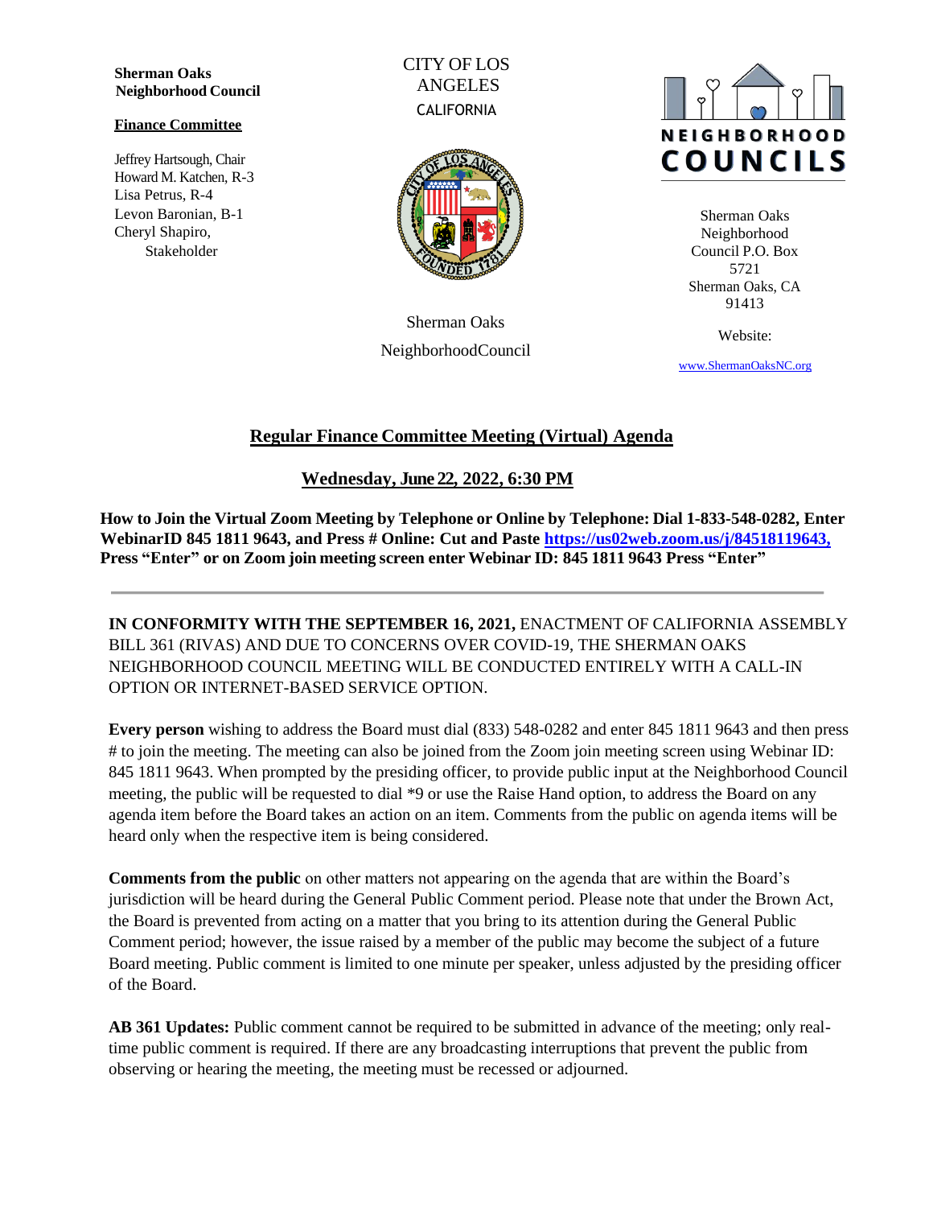**Sherman Oaks Neighborhood Council**

**Finance Committee**

Jeffrey Hartsough, Chair
Howard M. Katchen, R-3
Lisa Petrus, R-4
Levon Baronian, B-1
Cheryl Shapiro, Stakeholder

CITY OF LOS ANGELES
CALIFORNIA

Sherman Oaks NeighborhoodCouncil

NEIGHBORHOOD COUNCILS

Sherman Oaks Neighborhood Council P.O. Box 5721
Sherman Oaks, CA 91413

Website:

www.ShermanOaksNC.org

## Regular Finance Committee Meeting (Virtual) Agenda

### Wednesday, June 22, 2022, 6:30 PM

**How to Join the Virtual Zoom Meeting by Telephone or Online by Telephone: Dial 1-833-548-0282, Enter WebinarID 845 1811 9643, and Press # Online: Cut and Paste https://us02web.zoom.us/j/84518119643, Press "Enter" or on Zoom join meeting screen enter Webinar ID: 845 1811 9643 Press "Enter"**

---

**IN CONFORMITY WITH THE SEPTEMBER 16, 2021,** ENACTMENT OF CALIFORNIA ASSEMBLY BILL 361 (RIVAS) AND DUE TO CONCERNS OVER COVID-19, THE SHERMAN OAKS NEIGHBORHOOD COUNCIL MEETING WILL BE CONDUCTED ENTIRELY WITH A CALL-IN OPTION OR INTERNET-BASED SERVICE OPTION.

**Every person** wishing to address the Board must dial (833) 548-0282 and enter 845 1811 9643 and then press # to join the meeting. The meeting can also be joined from the Zoom join meeting screen using Webinar ID: 845 1811 9643. When prompted by the presiding officer, to provide public input at the Neighborhood Council meeting, the public will be requested to dial *9 or use the Raise Hand option, to address the Board on any agenda item before the Board takes an action on an item. Comments from the public on agenda items will be heard only when the respective item is being considered.

**Comments from the public** on other matters not appearing on the agenda that are within the Board's jurisdiction will be heard during the General Public Comment period. Please note that under the Brown Act, the Board is prevented from acting on a matter that you bring to its attention during the General Public Comment period; however, the issue raised by a member of the public may become the subject of a future Board meeting. Public comment is limited to one minute per speaker, unless adjusted by the presiding officer of the Board.

**AB 361 Updates:** Public comment cannot be required to be submitted in advance of the meeting; only real-time public comment is required. If there are any broadcasting interruptions that prevent the public from observing or hearing the meeting, the meeting must be recessed or adjourned.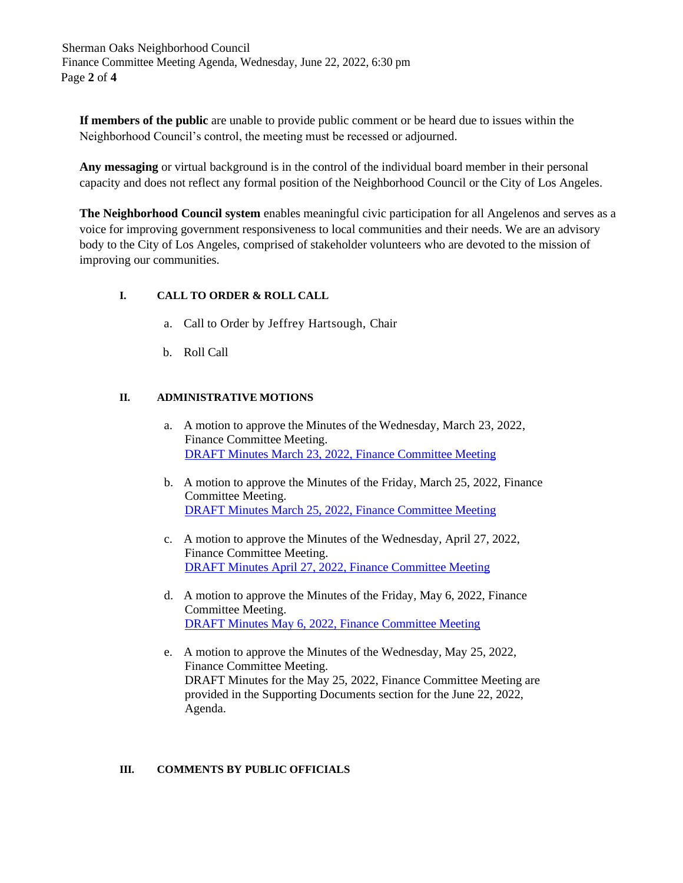**If members of the public** are unable to provide public comment or be heard due to issues within the Neighborhood Council's control, the meeting must be recessed or adjourned.

**Any messaging** or virtual background is in the control of the individual board member in their personal capacity and does not reflect any formal position of the Neighborhood Council or the City of Los Angeles.

**The Neighborhood Council system** enables meaningful civic participation for all Angelenos and serves as a voice for improving government responsiveness to local communities and their needs. We are an advisory body to the City of Los Angeles, comprised of stakeholder volunteers who are devoted to the mission of improving our communities.

## I. CALL TO ORDER & ROLL CALL

a. Call to Order by Jeffrey Hartsough, Chair

b. Roll Call

## II. ADMINISTRATIVE MOTIONS

a. A motion to approve the Minutes of the Wednesday, March 23, 2022, Finance Committee Meeting.
DRAFT Minutes March 23, 2022, Finance Committee Meeting

b. A motion to approve the Minutes of the Friday, March 25, 2022, Finance Committee Meeting.
DRAFT Minutes March 25, 2022, Finance Committee Meeting

c. A motion to approve the Minutes of the Wednesday, April 27, 2022, Finance Committee Meeting.
DRAFT Minutes April 27, 2022, Finance Committee Meeting

d. A motion to approve the Minutes of the Friday, May 6, 2022, Finance Committee Meeting.
DRAFT Minutes May 6, 2022, Finance Committee Meeting

e. A motion to approve the Minutes of the Wednesday, May 25, 2022, Finance Committee Meeting.
DRAFT Minutes for the May 25, 2022, Finance Committee Meeting are provided in the Supporting Documents section for the June 22, 2022, Agenda.

## III. COMMENTS BY PUBLIC OFFICIALS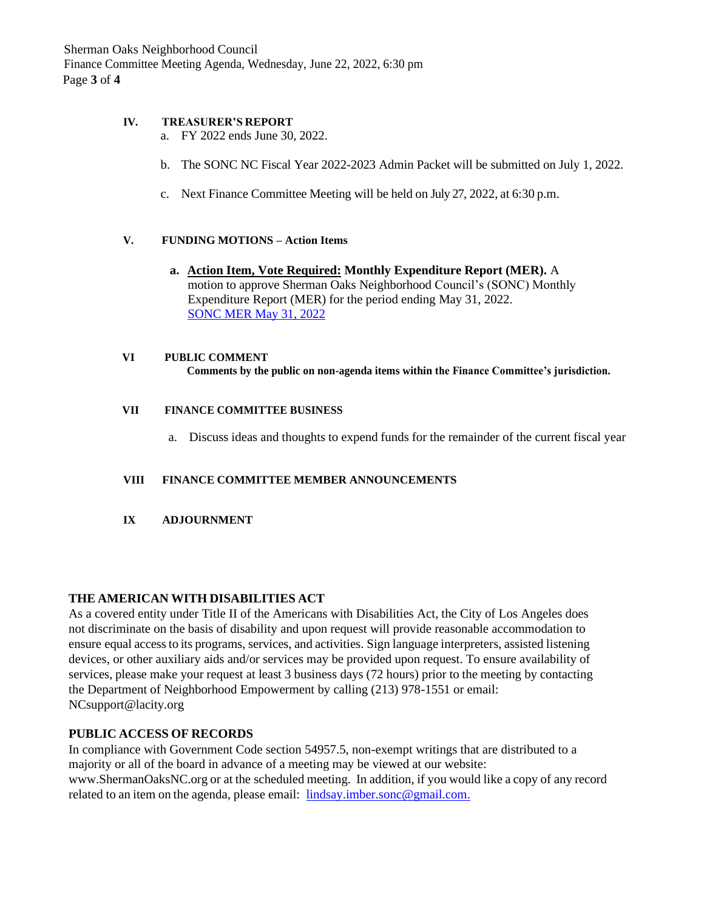## IV. TREASURER'S REPORT

a. FY 2022 ends June 30, 2022.

b. The SONC NC Fiscal Year 2022-2023 Admin Packet will be submitted on July 1, 2022.

c. Next Finance Committee Meeting will be held on July 27, 2022, at 6:30 p.m.

## V. FUNDING MOTIONS – Action Items

**a. Action Item, Vote Required: Monthly Expenditure Report (MER).** A motion to approve Sherman Oaks Neighborhood Council's (SONC) Monthly Expenditure Report (MER) for the period ending May 31, 2022. SONC MER May 31, 2022

## VI PUBLIC COMMENT

**Comments by the public on non-agenda items within the Finance Committee's jurisdiction.**

## VII FINANCE COMMITTEE BUSINESS

a. Discuss ideas and thoughts to expend funds for the remainder of the current fiscal year

## VIII FINANCE COMMITTEE MEMBER ANNOUNCEMENTS

## IX ADJOURNMENT

### THE AMERICAN WITH DISABILITIES ACT

As a covered entity under Title II of the Americans with Disabilities Act, the City of Los Angeles does not discriminate on the basis of disability and upon request will provide reasonable accommodation to ensure equal access to its programs, services, and activities. Sign language interpreters, assisted listening devices, or other auxiliary aids and/or services may be provided upon request. To ensure availability of services, please make your request at least 3 business days (72 hours) prior to the meeting by contacting the Department of Neighborhood Empowerment by calling (213) 978-1551 or email: NCsupport@lacity.org

### PUBLIC ACCESS OF RECORDS

In compliance with Government Code section 54957.5, non-exempt writings that are distributed to a majority or all of the board in advance of a meeting may be viewed at our website: www.ShermanOaksNC.org or at the scheduled meeting. In addition, if you would like a copy of any record related to an item on the agenda, please email: lindsay.imber.sonc@gmail.com.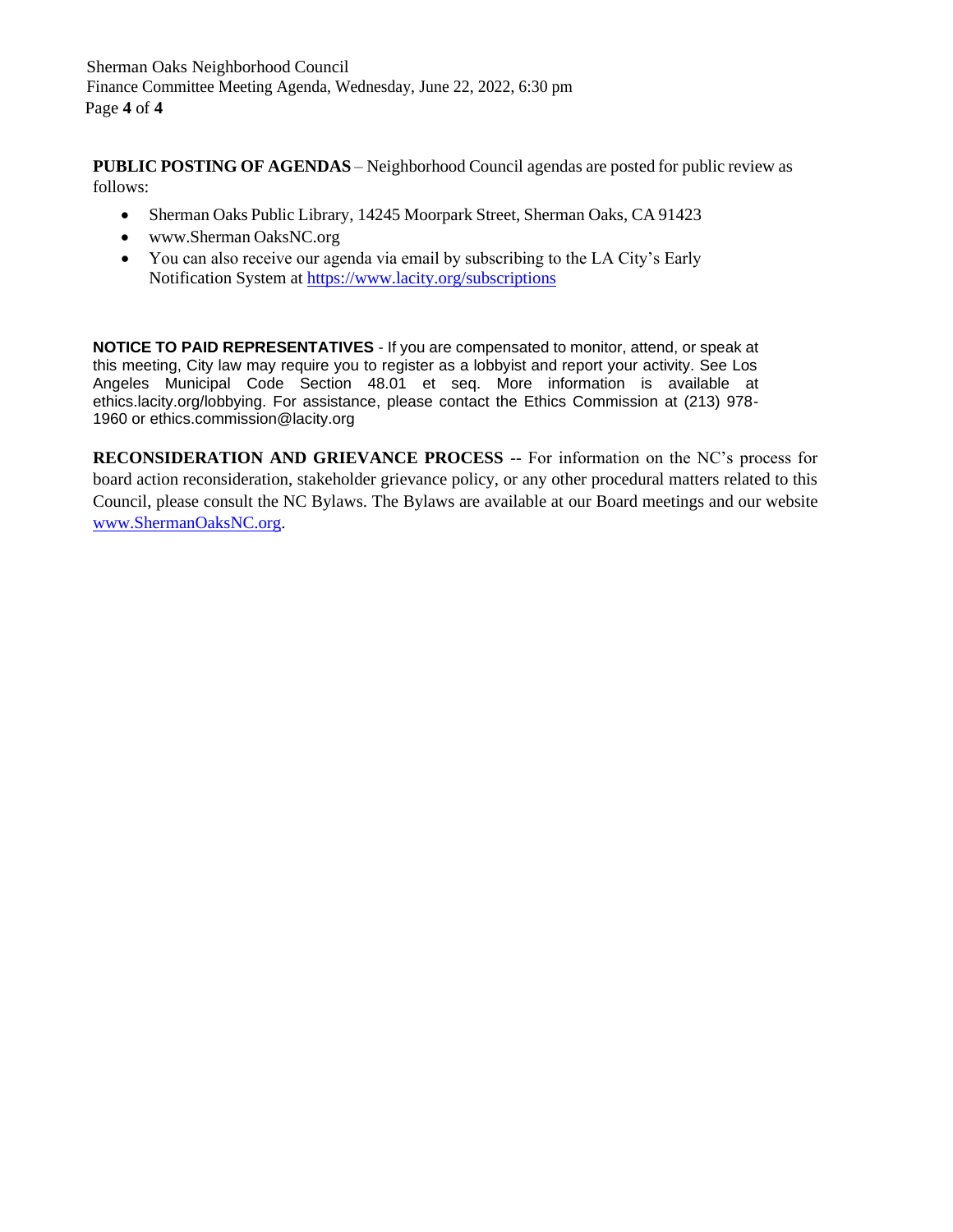**PUBLIC POSTING OF AGENDAS** – Neighborhood Council agendas are posted for public review as follows:

- Sherman Oaks Public Library, 14245 Moorpark Street, Sherman Oaks, CA 91423
- www.Sherman OaksNC.org
- You can also receive our agenda via email by subscribing to the LA City's Early Notification System at https://www.lacity.org/subscriptions

**NOTICE TO PAID REPRESENTATIVES** - If you are compensated to monitor, attend, or speak at this meeting, City law may require you to register as a lobbyist and report your activity. See Los Angeles Municipal Code Section 48.01 et seq. More information is available at ethics.lacity.org/lobbying. For assistance, please contact the Ethics Commission at (213) 978-1960 or ethics.commission@lacity.org

**RECONSIDERATION AND GRIEVANCE PROCESS** -- For information on the NC's process for board action reconsideration, stakeholder grievance policy, or any other procedural matters related to this Council, please consult the NC Bylaws. The Bylaws are available at our Board meetings and our website www.ShermanOaksNC.org.